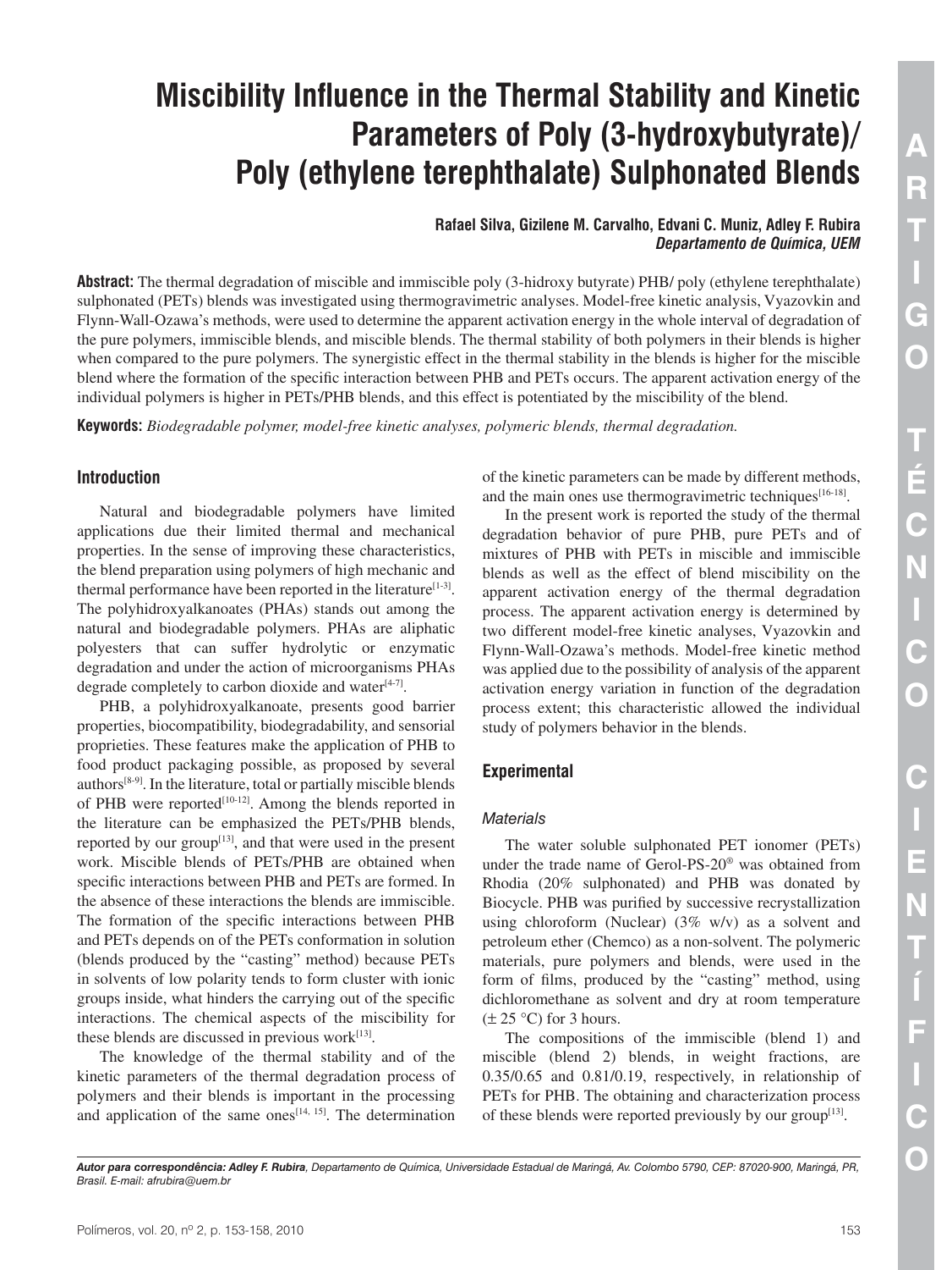# Miscibility Influence in the Thermal Stability and Kinetic Parameters of Poly (3-hydroxybutyrate)/ Poly (ethylene terephthalate) Sulphonated Blends

**Rafael Silva, Gizilene M. Carvalho, Edvani C. Muniz, Adley F. Rubira**
***Departamento de Química, UEM***

**Abstract:** The thermal degradation of miscible and immiscible poly (3-hidroxy butyrate) PHB/ poly (ethylene terephthalate) sulphonated (PETs) blends was investigated using thermogravimetric analyses. Model-free kinetic analysis, Vyazovkin and Flynn-Wall-Ozawa's methods, were used to determine the apparent activation energy in the whole interval of degradation of the pure polymers, immiscible blends, and miscible blends. The thermal stability of both polymers in their blends is higher when compared to the pure polymers. The synergistic effect in the thermal stability in the blends is higher for the miscible blend where the formation of the specific interaction between PHB and PETs occurs. The apparent activation energy of the individual polymers is higher in PETs/PHB blends, and this effect is potentiated by the miscibility of the blend.

**Keywords:** *Biodegradable polymer, model-free kinetic analyses, polymeric blends, thermal degradation.*

## Introduction

Natural and biodegradable polymers have limited applications due their limited thermal and mechanical properties. In the sense of improving these characteristics, the blend preparation using polymers of high mechanic and thermal performance have been reported in the literature[1-3]. The polyhidroxyalkanoates (PHAs) stands out among the natural and biodegradable polymers. PHAs are aliphatic polyesters that can suffer hydrolytic or enzymatic degradation and under the action of microorganisms PHAs degrade completely to carbon dioxide and water[4-7].

PHB, a polyhidroxyalkanoate, presents good barrier properties, biocompatibility, biodegradability, and sensorial proprieties. These features make the application of PHB to food product packaging possible, as proposed by several authors[8-9]. In the literature, total or partially miscible blends of PHB were reported[10-12]. Among the blends reported in the literature can be emphasized the PETs/PHB blends, reported by our group[13], and that were used in the present work. Miscible blends of PETs/PHB are obtained when specific interactions between PHB and PETs are formed. In the absence of these interactions the blends are immiscible. The formation of the specific interactions between PHB and PETs depends on of the PETs conformation in solution (blends produced by the "casting" method) because PETs in solvents of low polarity tends to form cluster with ionic groups inside, what hinders the carrying out of the specific interactions. The chemical aspects of the miscibility for these blends are discussed in previous work[13].

The knowledge of the thermal stability and of the kinetic parameters of the thermal degradation process of polymers and their blends is important in the processing and application of the same ones[14, 15]. The determination of the kinetic parameters can be made by different methods, and the main ones use thermogravimetric techniques[16-18].

In the present work is reported the study of the thermal degradation behavior of pure PHB, pure PETs and of mixtures of PHB with PETs in miscible and immiscible blends as well as the effect of blend miscibility on the apparent activation energy of the thermal degradation process. The apparent activation energy is determined by two different model-free kinetic analyses, Vyazovkin and Flynn-Wall-Ozawa's methods. Model-free kinetic method was applied due to the possibility of analysis of the apparent activation energy variation in function of the degradation process extent; this characteristic allowed the individual study of polymers behavior in the blends.

## Experimental

### *Materials*

The water soluble sulphonated PET ionomer (PETs) under the trade name of Gerol-PS-20® was obtained from Rhodia (20% sulphonated) and PHB was donated by Biocycle. PHB was purified by successive recrystallization using chloroform (Nuclear) (3% w/v) as a solvent and petroleum ether (Chemco) as a non-solvent. The polymeric materials, pure polymers and blends, were used in the form of films, produced by the "casting" method, using dichloromethane as solvent and dry at room temperature (± 25 °C) for 3 hours.

The compositions of the immiscible (blend 1) and miscible (blend 2) blends, in weight fractions, are 0.35/0.65 and 0.81/0.19, respectively, in relationship of PETs for PHB. The obtaining and characterization process of these blends were reported previously by our group[13].

***Autor para correspondência: Adley F. Rubira**, Departamento de Química, Universidade Estadual de Maringá, Av. Colombo 5790, CEP: 87020-900, Maringá, PR, Brasil. E-mail: afrubira@uem.br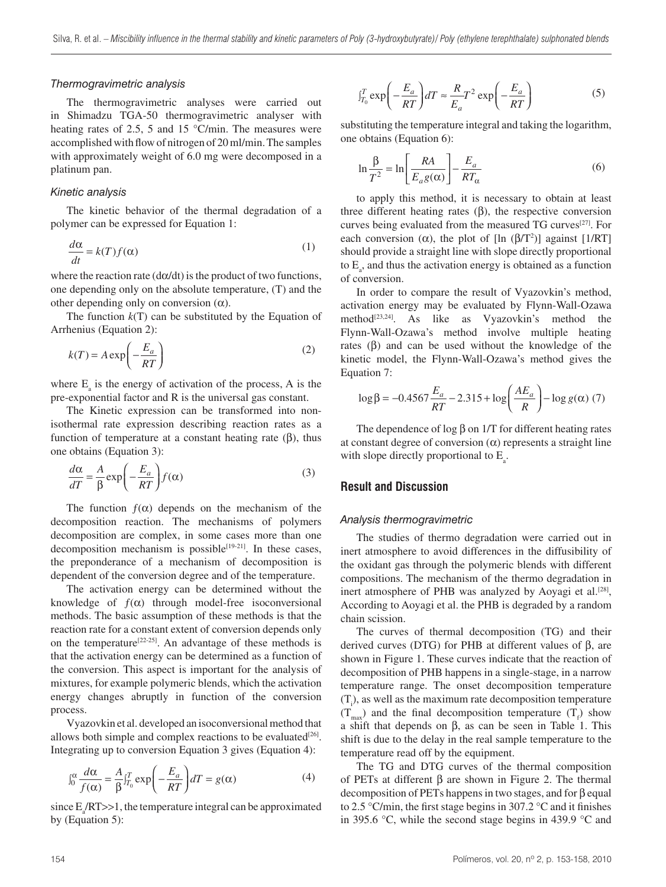### Thermogravimetric analysis

The thermogravimetric analyses were carried out in Shimadzu TGA-50 thermogravimetric analyser with heating rates of 2.5, 5 and 15 °C/min. The measures were accomplished with flow of nitrogen of 20 ml/min. The samples with approximately weight of 6.0 mg were decomposed in a platinum pan.

### Kinetic analysis

The kinetic behavior of the thermal degradation of a polymer can be expressed for Equation 1:

$$\frac{d\alpha}{dt} = k(T)f(\alpha) \tag{1}$$

where the reaction rate ($d\alpha/dt$) is the product of two functions, one depending only on the absolute temperature, (T) and the other depending only on conversion ($\alpha$).

The function $k(T)$ can be substituted by the Equation of Arrhenius (Equation 2):

$$k(T) = A\exp\left(-\frac{E_a}{RT}\right) \tag{2}$$

where $E_a$ is the energy of activation of the process, A is the pre-exponential factor and R is the universal gas constant.

The Kinetic expression can be transformed into non-isothermal rate expression describing reaction rates as a function of temperature at a constant heating rate ($\beta$), thus one obtains (Equation 3):

$$\frac{d\alpha}{dT} = \frac{A}{\beta}\exp\left(-\frac{E_a}{RT}\right)f(\alpha) \tag{3}$$

The function $f(\alpha)$ depends on the mechanism of the decomposition reaction. The mechanisms of polymers decomposition are complex, in some cases more than one decomposition mechanism is possible[19-21]. In these cases, the preponderance of a mechanism of decomposition is dependent of the conversion degree and of the temperature.

The activation energy can be determined without the knowledge of $f(\alpha)$ through model-free isoconversional methods. The basic assumption of these methods is that the reaction rate for a constant extent of conversion depends only on the temperature[22-25]. An advantage of these methods is that the activation energy can be determined as a function of the conversion. This aspect is important for the analysis of mixtures, for example polymeric blends, which the activation energy changes abruptly in function of the conversion process.

Vyazovkin et al. developed an isoconversional method that allows both simple and complex reactions to be evaluated[26]. Integrating up to conversion Equation 3 gives (Equation 4):

$$\int_0^\alpha \frac{d\alpha}{f(\alpha)} = \frac{A}{\beta}\int_{T_0}^{T}\exp\left(-\frac{E_a}{RT}\right)dT = g(\alpha) \tag{4}$$

since $E_a/RT >> 1$, the temperature integral can be approximated by (Equation 5):

$$\int_{T_0}^{T}\exp\left(-\frac{E_a}{RT}\right)dT \approx \frac{R}{E_a}T^2\exp\left(-\frac{E_a}{RT}\right) \tag{5}$$

substituting the temperature integral and taking the logarithm, one obtains (Equation 6):

$$\ln\frac{\beta}{T^2} = \ln\left[\frac{RA}{E_a g(\alpha)}\right] - \frac{E_a}{RT_\alpha} \tag{6}$$

to apply this method, it is necessary to obtain at least three different heating rates ($\beta$), the respective conversion curves being evaluated from the measured TG curves[27]. For each conversion ($\alpha$), the plot of [$\ln(\beta/T^2)$] against [$1/RT$] should provide a straight line with slope directly proportional to $E_a$, and thus the activation energy is obtained as a function of conversion.

In order to compare the result of Vyazovkin's method, activation energy may be evaluated by Flynn-Wall-Ozawa method[23,24]. As like as Vyazovkin's method the Flynn-Wall-Ozawa's method involve multiple heating rates ($\beta$) and can be used without the knowledge of the kinetic model, the Flynn-Wall-Ozawa's method gives the Equation 7:

$$\log\beta = -0.4567\frac{E_a}{RT} - 2.315 + \log\left(\frac{AE_a}{R}\right) - \log g(\alpha) \tag{7}$$

The dependence of $\log\beta$ on $1/T$ for different heating rates at constant degree of conversion ($\alpha$) represents a straight line with slope directly proportional to $E_a$.

## Result and Discussion

### Analysis thermogravimetric

The studies of thermo degradation were carried out in inert atmosphere to avoid differences in the diffusibility of the oxidant gas through the polymeric blends with different compositions. The mechanism of the thermo degradation in inert atmosphere of PHB was analyzed by Aoyagi et al.[28], According to Aoyagi et al. the PHB is degraded by a random chain scission.

The curves of thermal decomposition (TG) and their derived curves (DTG) for PHB at different values of $\beta$, are shown in Figure 1. These curves indicate that the reaction of decomposition of PHB happens in a single-stage, in a narrow temperature range. The onset decomposition temperature ($T_i$), as well as the maximum rate decomposition temperature ($T_{max}$) and the final decomposition temperature ($T_f$) show a shift that depends on $\beta$, as can be seen in Table 1. This shift is due to the delay in the real sample temperature to the temperature read off by the equipment.

The TG and DTG curves of the thermal composition of PETs at different $\beta$ are shown in Figure 2. The thermal decomposition of PETs happens in two stages, and for $\beta$ equal to 2.5 °C/min, the first stage begins in 307.2 °C and it finishes in 395.6 °C, while the second stage begins in 439.9 °C and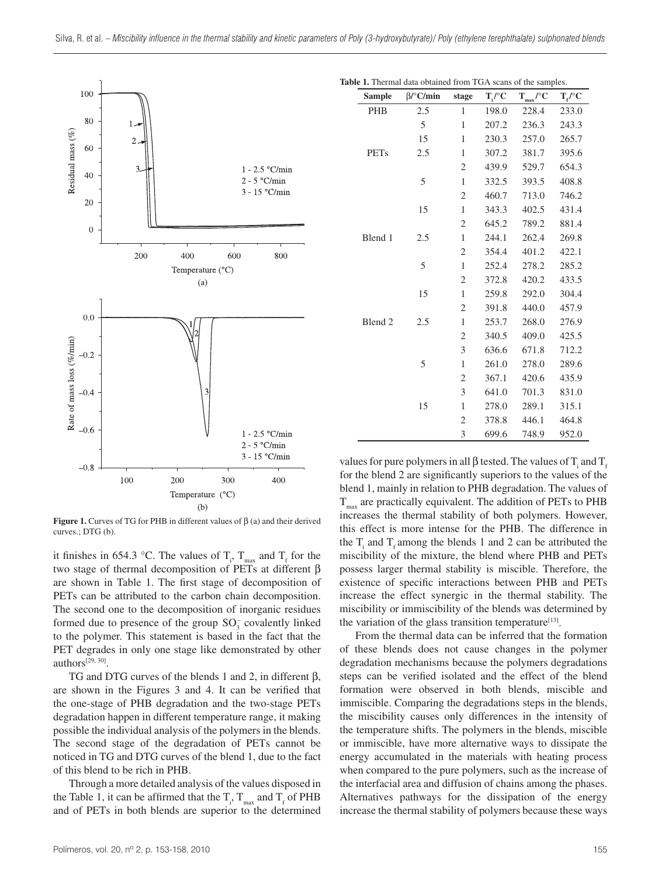Figure 1. Curves of TG for PHB in different values of β (a) and their derived curves.; DTG (b).

it finishes in 654.3 °C. The values of $T_i$, $T_{max}$ and $T_f$ for the two stage of thermal decomposition of PETs at different β are shown in Table 1. The first stage of decomposition of PETs can be attributed to the carbon chain decomposition. The second one to the decomposition of inorganic residues formed due to presence of the group $SO_3^-$ covalently linked to the polymer. This statement is based in the fact that the PET degrades in only one stage like demonstrated by other authors[29, 30].

TG and DTG curves of the blends 1 and 2, in different β, are shown in the Figures 3 and 4. It can be verified that the one-stage of PHB degradation and the two-stage PETs degradation happen in different temperature range, it making possible the individual analysis of the polymers in the blends. The second stage of the degradation of PETs cannot be noticed in TG and DTG curves of the blend 1, due to the fact of this blend to be rich in PHB.

Through a more detailed analysis of the values disposed in the Table 1, it can be affirmed that the $T_i$, $T_{max}$ and $T_f$ of PHB and of PETs in both blends are superior to the determined

**Table 1.** Thermal data obtained from TGA scans of the samples.

| Sample | β/°C/min | stage | $T_i$/°C | $T_{max}$/°C | $T_f$/°C |
|---|---|---|---|---|---|
| PHB | 2.5 | 1 | 198.0 | 228.4 | 233.0 |
| | 5 | 1 | 207.2 | 236.3 | 243.3 |
| | 15 | 1 | 230.3 | 257.0 | 265.7 |
| PETs | 2.5 | 1 | 307.2 | 381.7 | 395.6 |
| | | 2 | 439.9 | 529.7 | 654.3 |
| | 5 | 1 | 332.5 | 393.5 | 408.8 |
| | | 2 | 460.7 | 713.0 | 746.2 |
| | 15 | 1 | 343.3 | 402.5 | 431.4 |
| | | 2 | 645.2 | 789.2 | 881.4 |
| Blend 1 | 2.5 | 1 | 244.1 | 262.4 | 269.8 |
| | | 2 | 354.4 | 401.2 | 422.1 |
| | 5 | 1 | 252.4 | 278.2 | 285.2 |
| | | 2 | 372.8 | 420.2 | 433.5 |
| | 15 | 1 | 259.8 | 292.0 | 304.4 |
| | | 2 | 391.8 | 440.0 | 457.9 |
| Blend 2 | 2.5 | 1 | 253.7 | 268.0 | 276.9 |
| | | 2 | 340.5 | 409.0 | 425.5 |
| | | 3 | 636.6 | 671.8 | 712.2 |
| | 5 | 1 | 261.0 | 278.0 | 289.6 |
| | | 2 | 367.1 | 420.6 | 435.9 |
| | | 3 | 641.0 | 701.3 | 831.0 |
| | 15 | 1 | 278.0 | 289.1 | 315.1 |
| | | 2 | 378.8 | 446.1 | 464.8 |
| | | 3 | 699.6 | 748.9 | 952.0 |

values for pure polymers in all β tested. The values of $T_i$ and $T_f$ for the blend 2 are significantly superiors to the values of the blend 1, mainly in relation to PHB degradation. The values of $T_{max}$ are practically equivalent. The addition of PETs to PHB increases the thermal stability of both polymers. However, this effect is more intense for the PHB. The difference in the $T_i$ and $T_f$ among the blends 1 and 2 can be attributed the miscibility of the mixture, the blend where PHB and PETs possess larger thermal stability is miscible. Therefore, the existence of specific interactions between PHB and PETs increase the effect synergic in the thermal stability. The miscibility or immiscibility of the blends was determined by the variation of the glass transition temperature[13].

From the thermal data can be inferred that the formation of these blends does not cause changes in the polymer degradation mechanisms because the polymers degradations steps can be verified isolated and the effect of the blend formation were observed in both blends, miscible and immiscible. Comparing the degradations steps in the blends, the miscibility causes only differences in the intensity of the temperature shifts. The polymers in the blends, miscible or immiscible, have more alternative ways to dissipate the energy accumulated in the materials with heating process when compared to the pure polymers, such as the increase of the interfacial area and diffusion of chains among the phases. Alternatives pathways for the dissipation of the energy increase the thermal stability of polymers because these ways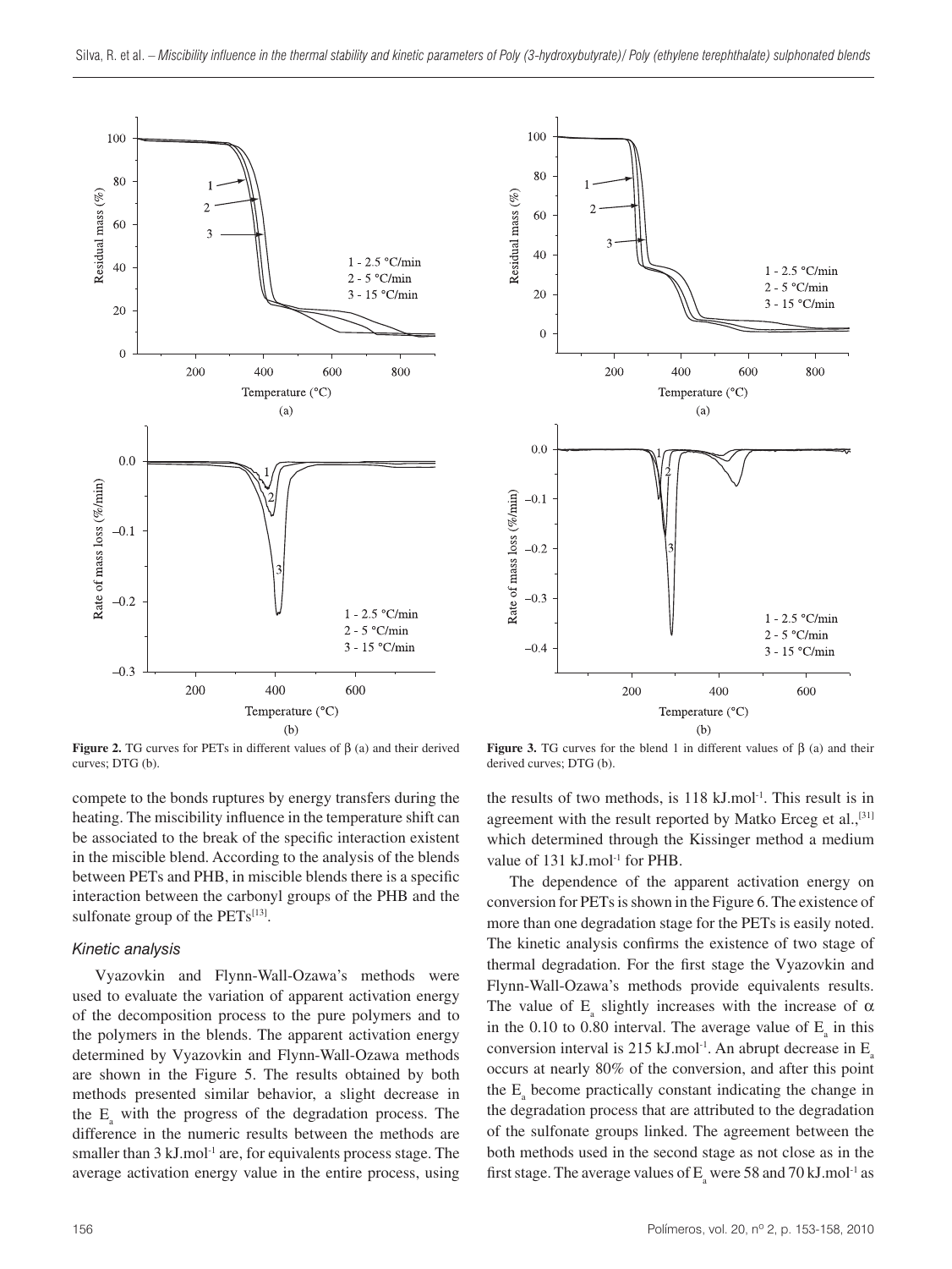**Figure 2.** TG curves for PETs in different values of β (a) and their derived curves; DTG (b).

**Figure 3.** TG curves for the blend 1 in different values of β (a) and their derived curves; DTG (b).

compete to the bonds ruptures by energy transfers during the heating. The miscibility influence in the temperature shift can be associated to the break of the specific interaction existent in the miscible blend. According to the analysis of the blends between PETs and PHB, in miscible blends there is a specific interaction between the carbonyl groups of the PHB and the sulfonate group of the PETs[13].

### Kinetic analysis

Vyazovkin and Flynn-Wall-Ozawa's methods were used to evaluate the variation of apparent activation energy of the decomposition process to the pure polymers and to the polymers in the blends. The apparent activation energy determined by Vyazovkin and Flynn-Wall-Ozawa methods are shown in the Figure 5. The results obtained by both methods presented similar behavior, a slight decrease in the $E_a$ with the progress of the degradation process. The difference in the numeric results between the methods are smaller than 3 kJ.mol$^{-1}$ are, for equivalents process stage. The average activation energy value in the entire process, using the results of two methods, is 118 kJ.mol$^{-1}$. This result is in agreement with the result reported by Matko Erceg et al.,[31] which determined through the Kissinger method a medium value of 131 kJ.mol$^{-1}$ for PHB.

The dependence of the apparent activation energy on conversion for PETs is shown in the Figure 6. The existence of more than one degradation stage for the PETs is easily noted. The kinetic analysis confirms the existence of two stage of thermal degradation. For the first stage the Vyazovkin and Flynn-Wall-Ozawa's methods provide equivalents results. The value of $E_a$ slightly increases with the increase of $\alpha$ in the 0.10 to 0.80 interval. The average value of $E_a$ in this conversion interval is 215 kJ.mol$^{-1}$. An abrupt decrease in $E_a$ occurs at nearly 80% of the conversion, and after this point the $E_a$ become practically constant indicating the change in the degradation process that are attributed to the degradation of the sulfonate groups linked. The agreement between the both methods used in the second stage as not close as in the first stage. The average values of $E_a$ were 58 and 70 kJ.mol$^{-1}$ as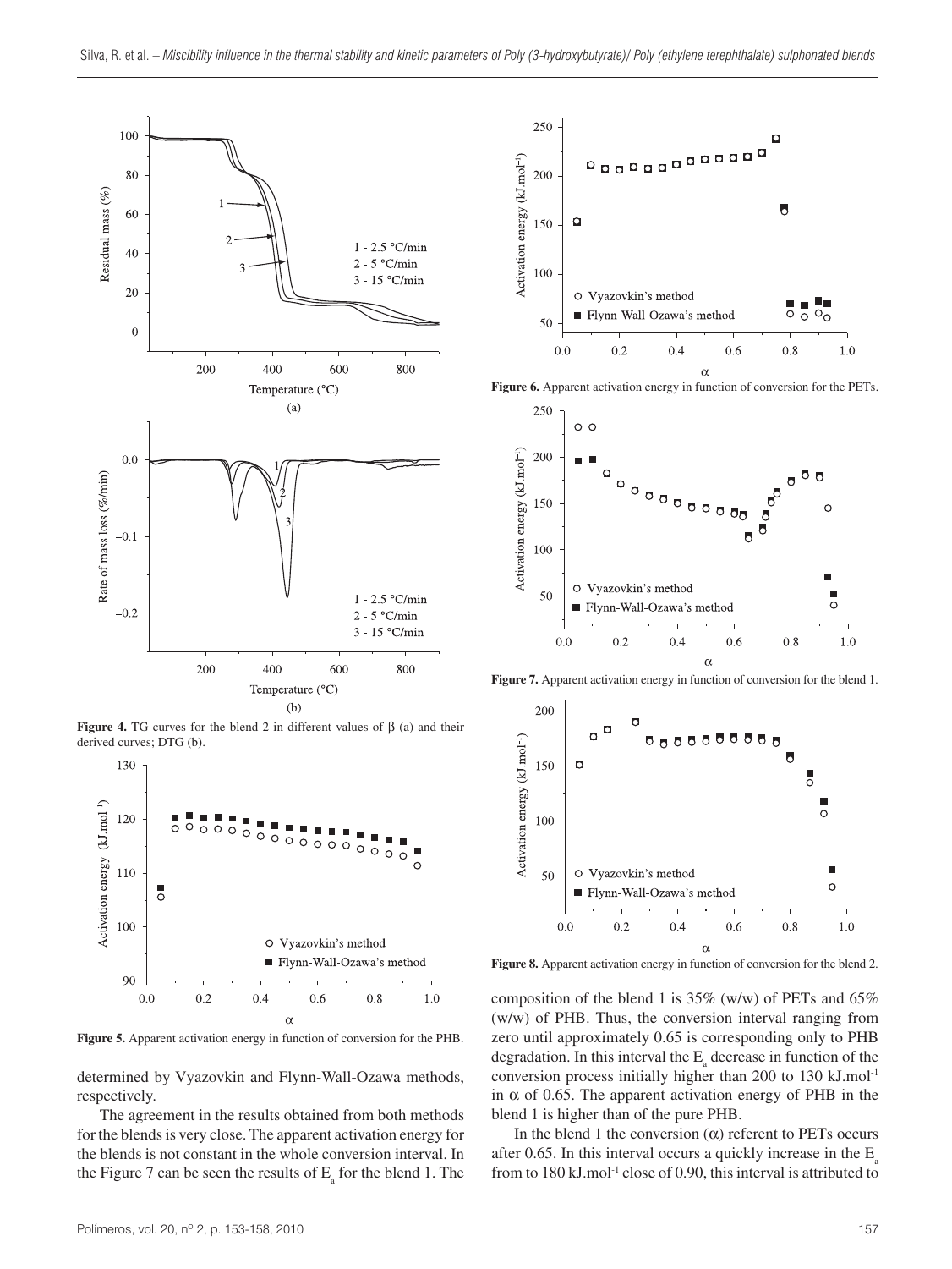**Figure 4.** TG curves for the blend 2 in different values of β (a) and their derived curves; DTG (b).

**Figure 5.** Apparent activation energy in function of conversion for the PHB.

determined by Vyazovkin and Flynn-Wall-Ozawa methods, respectively.

The agreement in the results obtained from both methods for the blends is very close. The apparent activation energy for the blends is not constant in the whole conversion interval. In the Figure 7 can be seen the results of $E_a$ for the blend 1. The composition of the blend 1 is 35% (w/w) of PETs and 65% (w/w) of PHB. Thus, the conversion interval ranging from zero until approximately 0.65 is corresponding only to PHB degradation. In this interval the $E_a$ decrease in function of the conversion process initially higher than 200 to 130 kJ.mol$^{-1}$ in α of 0.65. The apparent activation energy of PHB in the blend 1 is higher than of the pure PHB.

**Figure 6.** Apparent activation energy in function of conversion for the PETs.

**Figure 7.** Apparent activation energy in function of conversion for the blend 1.

**Figure 8.** Apparent activation energy in function of conversion for the blend 2.

In the blend 1 the conversion (α) referent to PETs occurs after 0.65. In this interval occurs a quickly increase in the $E_a$ from to 180 kJ.mol$^{-1}$ close of 0.90, this interval is attributed to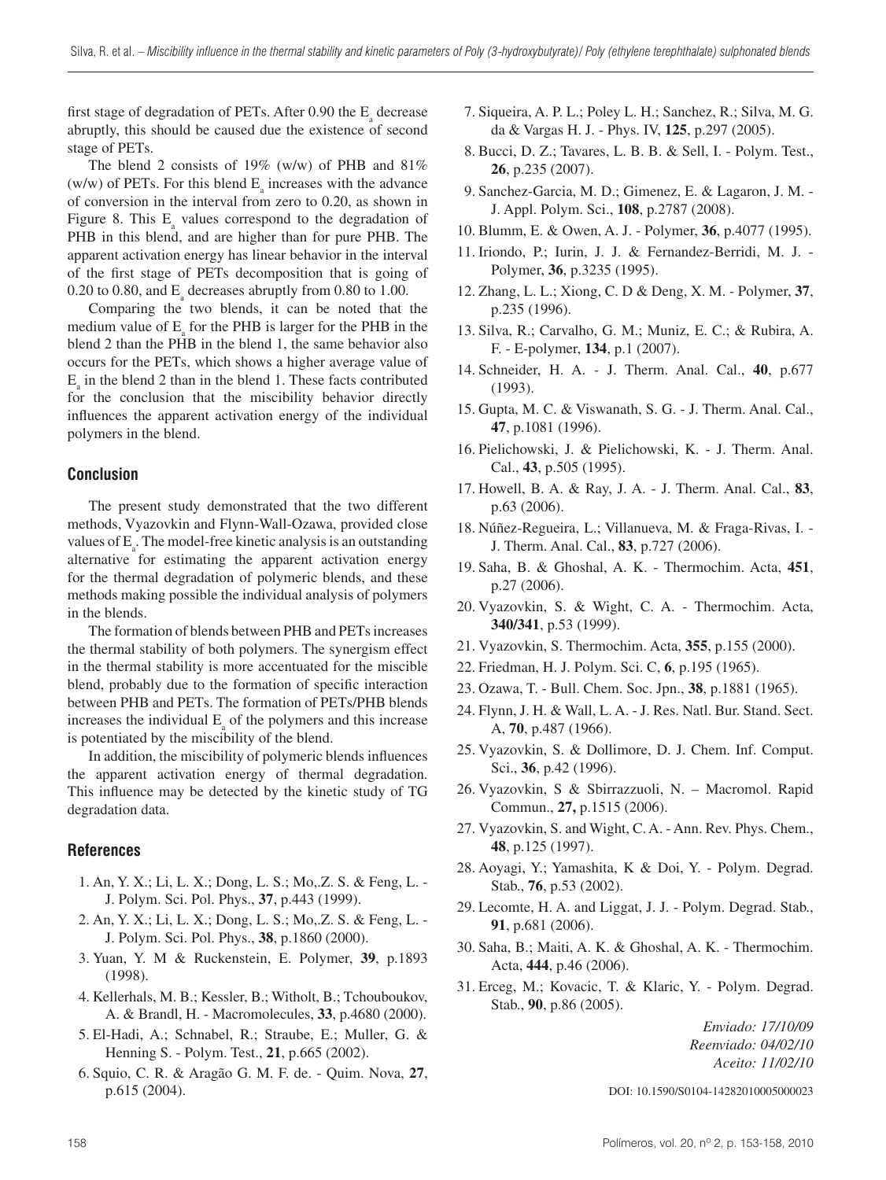first stage of degradation of PETs. After 0.90 the $E_a$ decrease abruptly, this should be caused due the existence of second stage of PETs.

The blend 2 consists of 19% (w/w) of PHB and 81% (w/w) of PETs. For this blend $E_a$ increases with the advance of conversion in the interval from zero to 0.20, as shown in Figure 8. This $E_a$ values correspond to the degradation of PHB in this blend, and are higher than for pure PHB. The apparent activation energy has linear behavior in the interval of the first stage of PETs decomposition that is going of 0.20 to 0.80, and $E_a$ decreases abruptly from 0.80 to 1.00.

Comparing the two blends, it can be noted that the medium value of $E_a$ for the PHB is larger for the PHB in the blend 2 than the PHB in the blend 1, the same behavior also occurs for the PETs, which shows a higher average value of $E_a$ in the blend 2 than in the blend 1. These facts contributed for the conclusion that the miscibility behavior directly influences the apparent activation energy of the individual polymers in the blend.

## Conclusion

The present study demonstrated that the two different methods, Vyazovkin and Flynn-Wall-Ozawa, provided close values of $E_a$. The model-free kinetic analysis is an outstanding alternative for estimating the apparent activation energy for the thermal degradation of polymeric blends, and these methods making possible the individual analysis of polymers in the blends.

The formation of blends between PHB and PETs increases the thermal stability of both polymers. The synergism effect in the thermal stability is more accentuated for the miscible blend, probably due to the formation of specific interaction between PHB and PETs. The formation of PETs/PHB blends increases the individual $E_a$ of the polymers and this increase is potentiated by the miscibility of the blend.

In addition, the miscibility of polymeric blends influences the apparent activation energy of thermal degradation. This influence may be detected by the kinetic study of TG degradation data.

## References

1. An, Y. X.; Li, L. X.; Dong, L. S.; Mo,.Z. S. & Feng, L. - J. Polym. Sci. Pol. Phys., **37**, p.443 (1999).
2. An, Y. X.; Li, L. X.; Dong, L. S.; Mo,.Z. S. & Feng, L. - J. Polym. Sci. Pol. Phys., **38**, p.1860 (2000).
3. Yuan, Y. M & Ruckenstein, E. Polymer, **39**, p.1893 (1998).
4. Kellerhals, M. B.; Kessler, B.; Witholt, B.; Tchouboukov, A. & Brandl, H. - Macromolecules, **33**, p.4680 (2000).
5. El-Hadi, A.; Schnabel, R.; Straube, E.; Muller, G. & Henning S. - Polym. Test., **21**, p.665 (2002).
6. Squio, C. R. & Aragão G. M. F. de. - Quim. Nova, **27**, p.615 (2004).
7. Siqueira, A. P. L.; Poley L. H.; Sanchez, R.; Silva, M. G. da & Vargas H. J. - Phys. IV, **125**, p.297 (2005).
8. Bucci, D. Z.; Tavares, L. B. B. & Sell, I. - Polym. Test., **26**, p.235 (2007).
9. Sanchez-Garcia, M. D.; Gimenez, E. & Lagaron, J. M. - J. Appl. Polym. Sci., **108**, p.2787 (2008).
10. Blumm, E. & Owen, A. J. - Polymer, **36**, p.4077 (1995).
11. Iriondo, P.; Iurin, J. J. & Fernandez-Berridi, M. J. - Polymer, **36**, p.3235 (1995).
12. Zhang, L. L.; Xiong, C. D & Deng, X. M. - Polymer, **37**, p.235 (1996).
13. Silva, R.; Carvalho, G. M.; Muniz, E. C.; & Rubira, A. F. - E-polymer, **134**, p.1 (2007).
14. Schneider, H. A. - J. Therm. Anal. Cal., **40**, p.677 (1993).
15. Gupta, M. C. & Viswanath, S. G. - J. Therm. Anal. Cal., **47**, p.1081 (1996).
16. Pielichowski, J. & Pielichowski, K. - J. Therm. Anal. Cal., **43**, p.505 (1995).
17. Howell, B. A. & Ray, J. A. - J. Therm. Anal. Cal., **83**, p.63 (2006).
18. Núñez-Regueira, L.; Villanueva, M. & Fraga-Rivas, I. - J. Therm. Anal. Cal., **83**, p.727 (2006).
19. Saha, B. & Ghoshal, A. K. - Thermochim. Acta, **451**, p.27 (2006).
20. Vyazovkin, S. & Wight, C. A. - Thermochim. Acta, **340/341**, p.53 (1999).
21. Vyazovkin, S. Thermochim. Acta, **355**, p.155 (2000).
22. Friedman, H. J. Polym. Sci. C, **6**, p.195 (1965).
23. Ozawa, T. - Bull. Chem. Soc. Jpn., **38**, p.1881 (1965).
24. Flynn, J. H. & Wall, L. A. - J. Res. Natl. Bur. Stand. Sect. A, **70**, p.487 (1966).
25. Vyazovkin, S. & Dollimore, D. J. Chem. Inf. Comput. Sci., **36**, p.42 (1996).
26. Vyazovkin, S & Sbirrazzuoli, N. – Macromol. Rapid Commun., **27,** p.1515 (2006).
27. Vyazovkin, S. and Wight, C. A. - Ann. Rev. Phys. Chem., **48**, p.125 (1997).
28. Aoyagi, Y.; Yamashita, K & Doi, Y. - Polym. Degrad. Stab., **76**, p.53 (2002).
29. Lecomte, H. A. and Liggat, J. J. - Polym. Degrad. Stab., **91**, p.681 (2006).
30. Saha, B.; Maiti, A. K. & Ghoshal, A. K. - Thermochim. Acta, **444**, p.46 (2006).
31. Erceg, M.; Kovacic, T. & Klaric, Y. - Polym. Degrad. Stab., **90**, p.86 (2005).

*Enviado: 17/10/09*
*Reenviado: 04/02/10*
*Aceito: 11/02/10*

DOI: 10.1590/S0104-14282010005000023